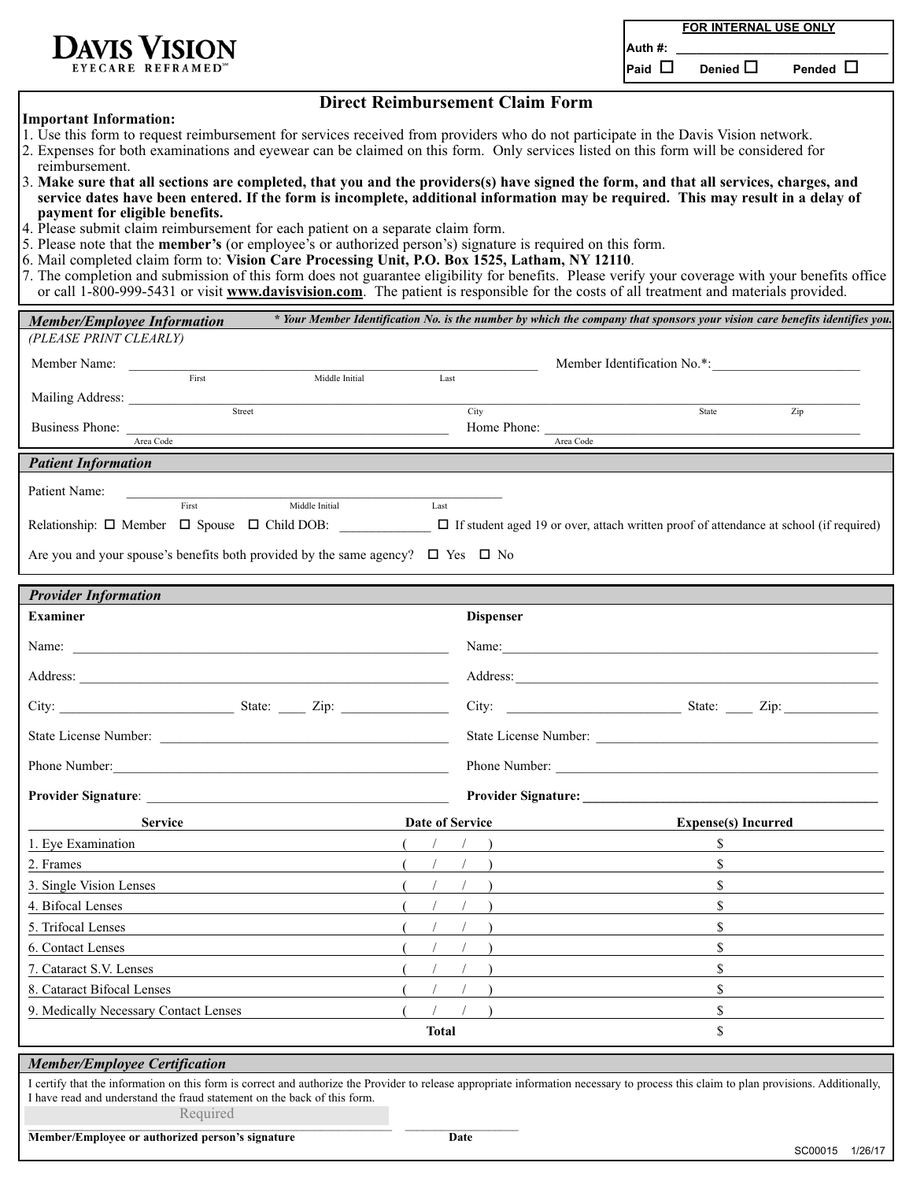**DAVIS VISION**
EYECARE REFRAMED℠

| FOR INTERNAL USE ONLY | | |
|---|---|---|
| Auth #: ______________________ | | |
| Paid ☐ | Denied ☐ | Pended ☐ |

# Direct Reimbursement Claim Form

**Important Information:**

1. Use this form to request reimbursement for services received from providers who do not participate in the Davis Vision network.
2. Expenses for both examinations and eyewear can be claimed on this form. Only services listed on this form will be considered for reimbursement.
3. **Make sure that all sections are completed, that you and the providers(s) have signed the form, and that all services, charges, and service dates have been entered. If the form is incomplete, additional information may be required. This may result in a delay of payment for eligible benefits.**
4. Please submit claim reimbursement for each patient on a separate claim form.
5. Please note that the **member's** (or employee's or authorized person's) signature is required on this form.
6. Mail completed claim form to: **Vision Care Processing Unit, P.O. Box 1525, Latham, NY 12110**.
7. The completion and submission of this form does not guarantee eligibility for benefits. Please verify your coverage with your benefits office or call 1-800-999-5431 or visit **www.davisvision.com**. The patient is responsible for the costs of all treatment and materials provided.

## *Member/Employee Information*

***\* Your Member Identification No. is the number by which the company that sponsors your vision care benefits identifies you.***

*(PLEASE PRINT CLEARLY)*

Member Name: ______________________________ (First, Middle Initial, Last) Member Identification No.*: ____________________

Mailing Address: ______________________________ (Street, City, State, Zip)

Business Phone: ____________________ (Area Code) Home Phone: ____________________ (Area Code)

## *Patient Information*

Patient Name: ______________________________ (First, Middle Initial, Last)

Relationship: ☐ Member ☐ Spouse ☐ Child DOB: ____________ ☐ If student aged 19 or over, attach written proof of attendance at school (if required)

Are you and your spouse's benefits both provided by the same agency? ☐ Yes ☐ No

## *Provider Information*

| **Examiner** | **Dispenser** |
|---|---|
| Name: ______________________ | Name: ______________________ |
| Address: ______________________ | Address: ______________________ |
| City: ____________ State: ____ Zip: ________ | City: ____________ State: ____ Zip: ________ |
| State License Number: ______________________ | State License Number: ______________________ |
| Phone Number: ______________________ | Phone Number: ______________________ |
| **Provider Signature**: ______________________ | **Provider Signature:** ______________________ |

| Service | Date of Service | Expense(s) Incurred |
|---|---|---|
| 1. Eye Examination | (   /   /   ) | $ |
| 2. Frames | (   /   /   ) | $ |
| 3. Single Vision Lenses | (   /   /   ) | $ |
| 4. Bifocal Lenses | (   /   /   ) | $ |
| 5. Trifocal Lenses | (   /   /   ) | $ |
| 6. Contact Lenses | (   /   /   ) | $ |
| 7. Cataract S.V. Lenses | (   /   /   ) | $ |
| 8. Cataract Bifocal Lenses | (   /   /   ) | $ |
| 9. Medically Necessary Contact Lenses | (   /   /   ) | $ |
| | **Total** | $ |

## *Member/Employee Certification*

I certify that the information on this form is correct and authorize the Provider to release appropriate information necessary to process this claim to plan provisions. Additionally, I have read and understand the fraud statement on the back of this form.

Required

______________________________ ____________
**Member/Employee or authorized person's signature** **Date**

SC00015 1/26/17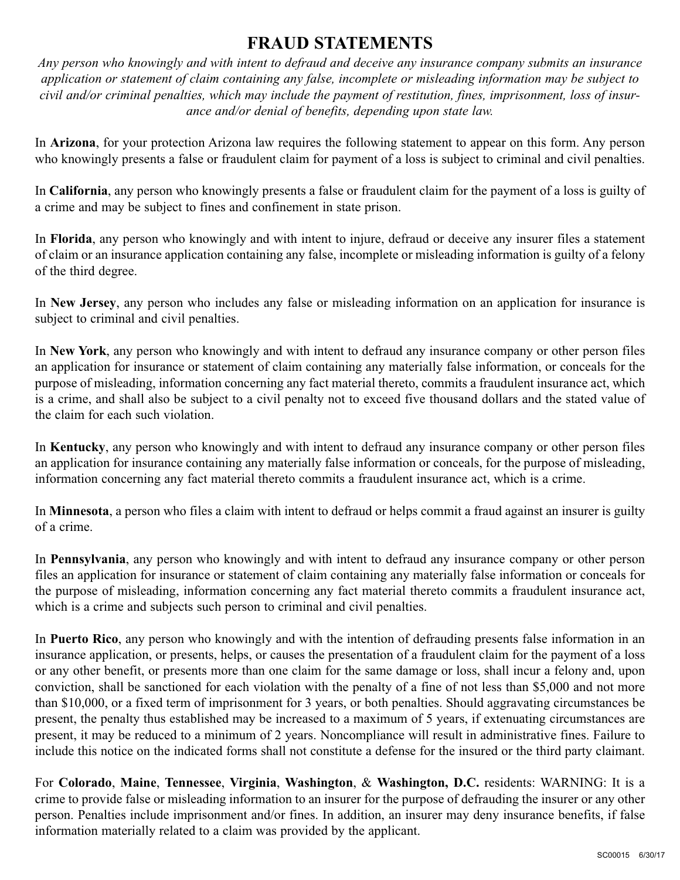# FRAUD STATEMENTS

*Any person who knowingly and with intent to defraud and deceive any insurance company submits an insurance application or statement of claim containing any false, incomplete or misleading information may be subject to civil and/or criminal penalties, which may include the payment of restitution, fines, imprisonment, loss of insurance and/or denial of benefits, depending upon state law.*

In **Arizona**, for your protection Arizona law requires the following statement to appear on this form. Any person who knowingly presents a false or fraudulent claim for payment of a loss is subject to criminal and civil penalties.

In **California**, any person who knowingly presents a false or fraudulent claim for the payment of a loss is guilty of a crime and may be subject to fines and confinement in state prison.

In **Florida**, any person who knowingly and with intent to injure, defraud or deceive any insurer files a statement of claim or an insurance application containing any false, incomplete or misleading information is guilty of a felony of the third degree.

In **New Jersey**, any person who includes any false or misleading information on an application for insurance is subject to criminal and civil penalties.

In **New York**, any person who knowingly and with intent to defraud any insurance company or other person files an application for insurance or statement of claim containing any materially false information, or conceals for the purpose of misleading, information concerning any fact material thereto, commits a fraudulent insurance act, which is a crime, and shall also be subject to a civil penalty not to exceed five thousand dollars and the stated value of the claim for each such violation.

In **Kentucky**, any person who knowingly and with intent to defraud any insurance company or other person files an application for insurance containing any materially false information or conceals, for the purpose of misleading, information concerning any fact material thereto commits a fraudulent insurance act, which is a crime.

In **Minnesota**, a person who files a claim with intent to defraud or helps commit a fraud against an insurer is guilty of a crime.

In **Pennsylvania**, any person who knowingly and with intent to defraud any insurance company or other person files an application for insurance or statement of claim containing any materially false information or conceals for the purpose of misleading, information concerning any fact material thereto commits a fraudulent insurance act, which is a crime and subjects such person to criminal and civil penalties.

In **Puerto Rico**, any person who knowingly and with the intention of defrauding presents false information in an insurance application, or presents, helps, or causes the presentation of a fraudulent claim for the payment of a loss or any other benefit, or presents more than one claim for the same damage or loss, shall incur a felony and, upon conviction, shall be sanctioned for each violation with the penalty of a fine of not less than $5,000 and not more than $10,000, or a fixed term of imprisonment for 3 years, or both penalties. Should aggravating circumstances be present, the penalty thus established may be increased to a maximum of 5 years, if extenuating circumstances are present, it may be reduced to a minimum of 2 years. Noncompliance will result in administrative fines. Failure to include this notice on the indicated forms shall not constitute a defense for the insured or the third party claimant.

For **Colorado**, **Maine**, **Tennessee**, **Virginia**, **Washington**, & **Washington, D.C.** residents: WARNING: It is a crime to provide false or misleading information to an insurer for the purpose of defrauding the insurer or any other person. Penalties include imprisonment and/or fines. In addition, an insurer may deny insurance benefits, if false information materially related to a claim was provided by the applicant.

SC00015 6/30/17